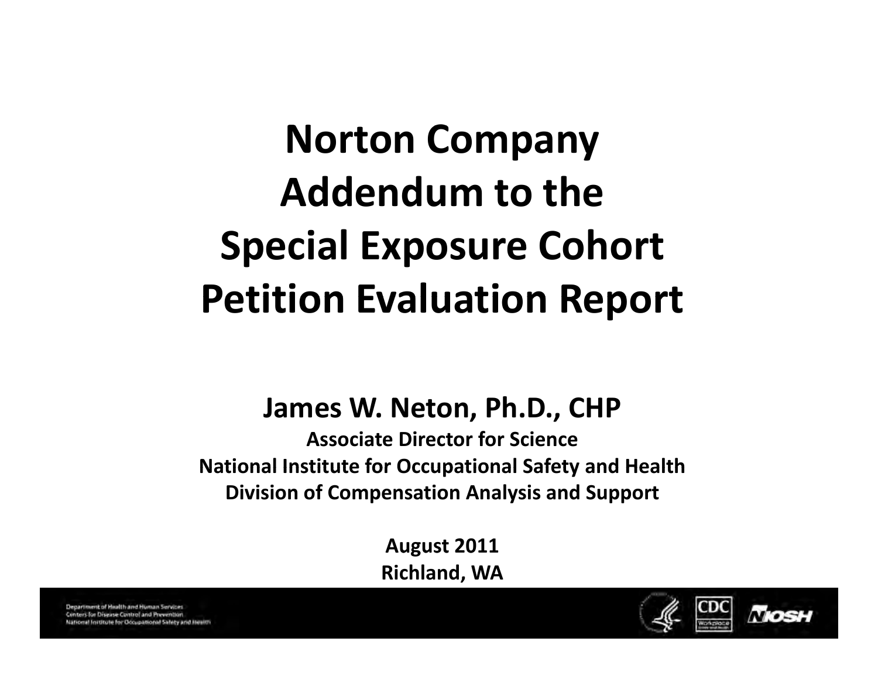# Norton Company Addendum to the Special Exposure Cohort Petition Evaluation Report

**James W. Neton, Ph.D., CHP**

**Associate Director for Science**

**National Institute for Occupational Safety and Health**

**Division of Compensation Analysis and Support**

**August 2011**

**Richland, WA**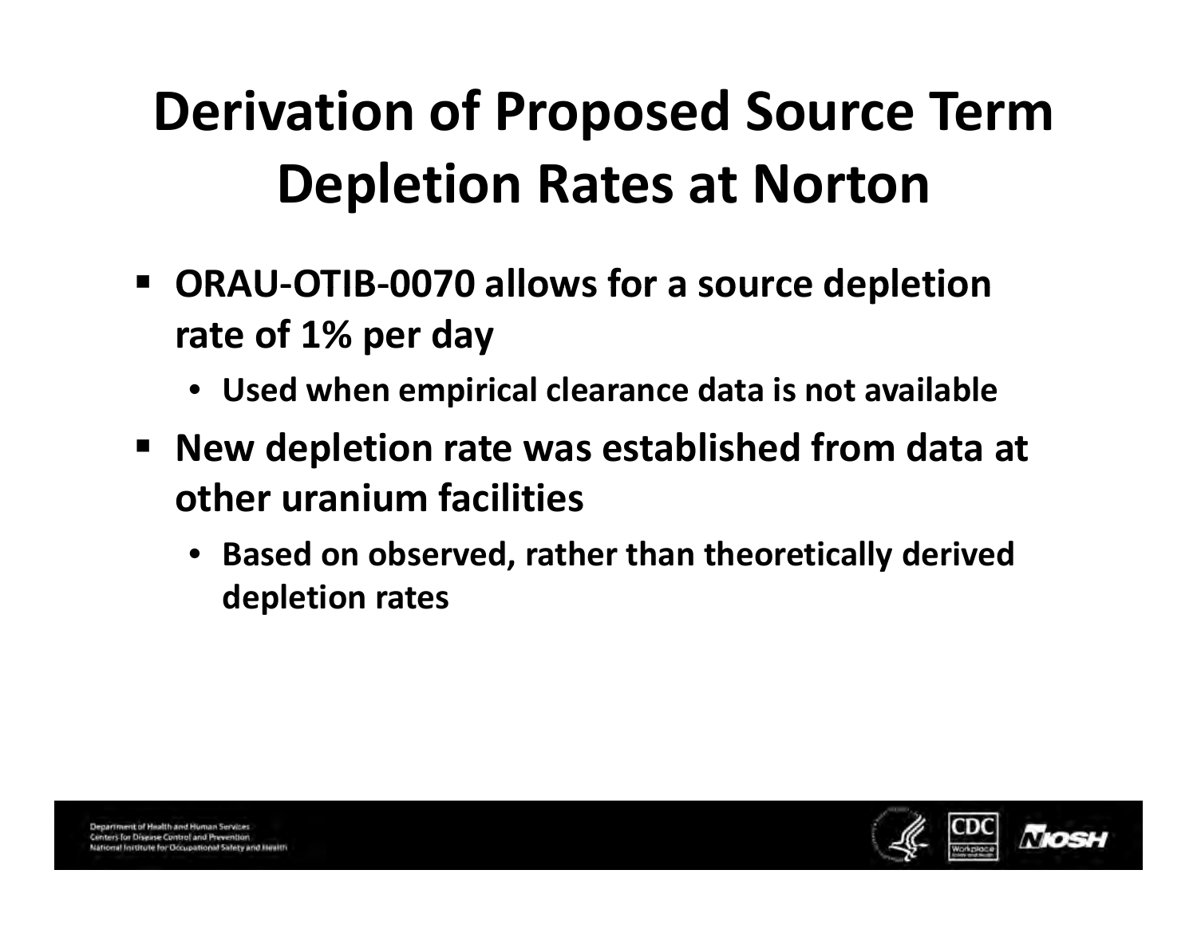# Derivation of Proposed Source Term Depletion Rates at Norton

- ORAU-OTIB-0070 allows for a source depletion rate of 1% per day
  - Used when empirical clearance data is not available
- New depletion rate was established from data at other uranium facilities
  - Based on observed, rather than theoretically derived depletion rates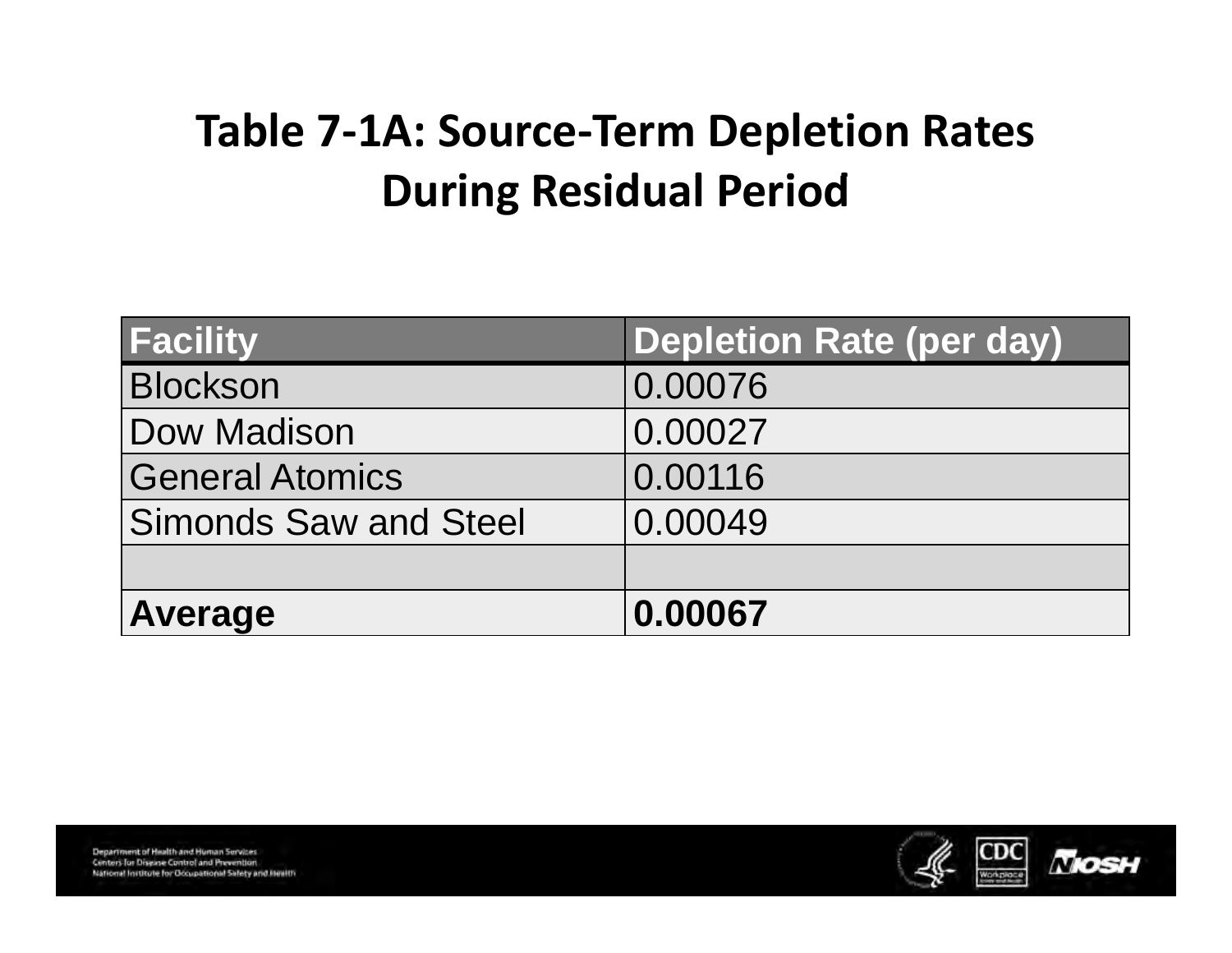# Table 7-1A: Source-Term Depletion Rates During Residual Period

| Facility | Depletion Rate (per day) |
|---|---|
| Blockson | 0.00076 |
| Dow Madison | 0.00027 |
| General Atomics | 0.00116 |
| Simonds Saw and Steel | 0.00049 |
| | |
| **Average** | **0.00067** |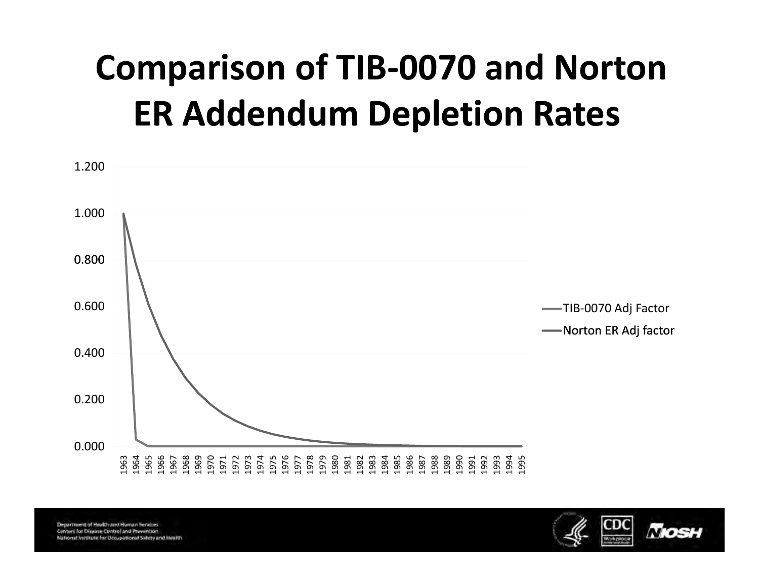# Comparison of TIB-0070 and Norton ER Addendum Depletion Rates

1.200
1.000
0.800
0.600
0.400
0.200
0.000

1963 1964 1965 1966 1967 1968 1969 1970 1971 1972 1973 1974 1975 1976 1977 1978 1979 1980 1981 1982 1983 1984 1985 1986 1987 1988 1989 1990 1991 1992 1993 1994 1995

TIB-0070 Adj Factor

Norton ER Adj factor

Department of Health and Human Services
Centers for Disease Control and Prevention
National Institute for Occupational Safety and Health